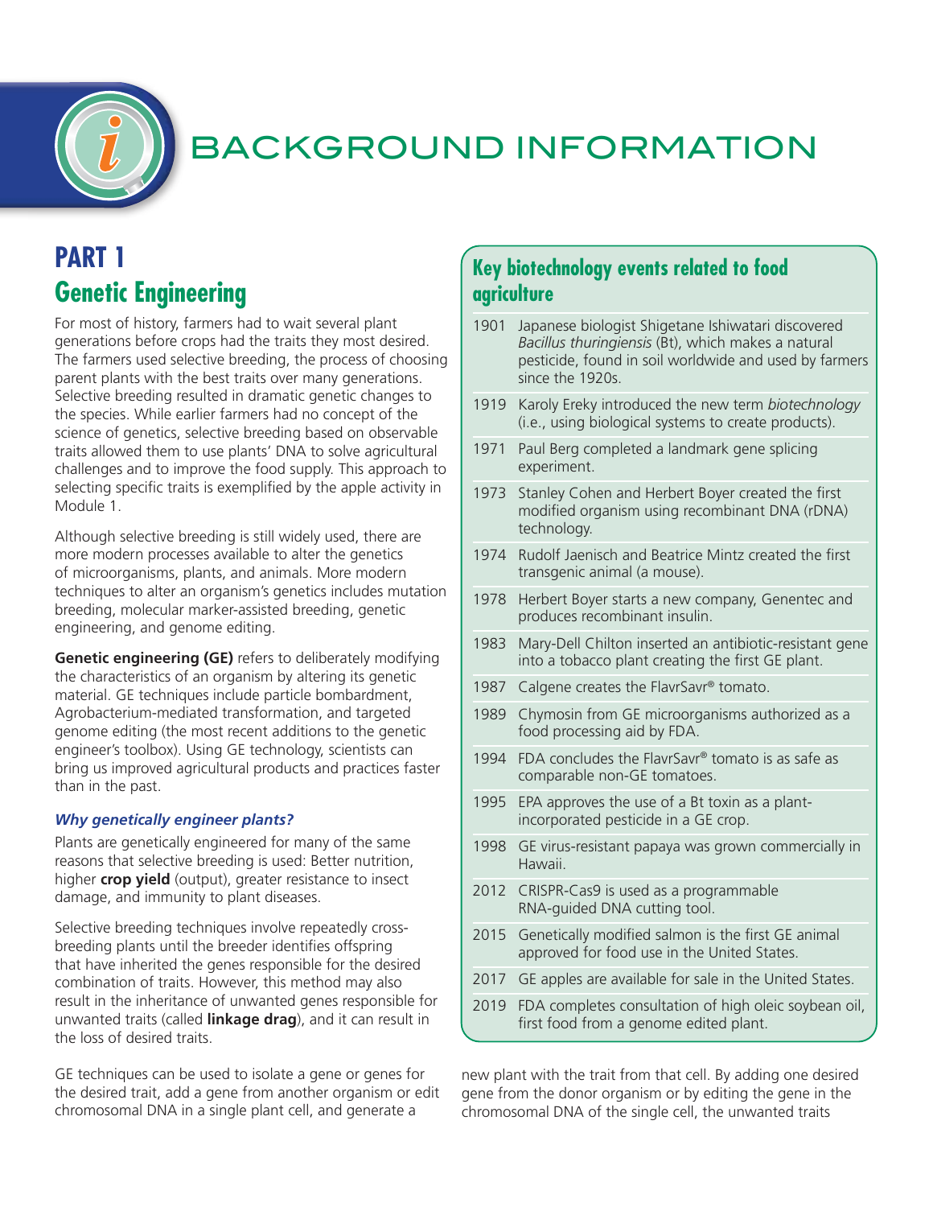# BACKGROUND INFORMATION

## PART 1
## Genetic Engineering

For most of history, farmers had to wait several plant generations before crops had the traits they most desired. The farmers used selective breeding, the process of choosing parent plants with the best traits over many generations. Selective breeding resulted in dramatic genetic changes to the species. While earlier farmers had no concept of the science of genetics, selective breeding based on observable traits allowed them to use plants' DNA to solve agricultural challenges and to improve the food supply. This approach to selecting specific traits is exemplified by the apple activity in Module 1.

Although selective breeding is still widely used, there are more modern processes available to alter the genetics of microorganisms, plants, and animals. More modern techniques to alter an organism's genetics includes mutation breeding, molecular marker-assisted breeding, genetic engineering, and genome editing.

**Genetic engineering (GE)** refers to deliberately modifying the characteristics of an organism by altering its genetic material. GE techniques include particle bombardment, Agrobacterium-mediated transformation, and targeted genome editing (the most recent additions to the genetic engineer's toolbox). Using GE technology, scientists can bring us improved agricultural products and practices faster than in the past.

### *Why genetically engineer plants?*

Plants are genetically engineered for many of the same reasons that selective breeding is used: Better nutrition, higher **crop yield** (output), greater resistance to insect damage, and immunity to plant diseases.

Selective breeding techniques involve repeatedly cross-breeding plants until the breeder identifies offspring that have inherited the genes responsible for the desired combination of traits. However, this method may also result in the inheritance of unwanted genes responsible for unwanted traits (called **linkage drag**), and it can result in the loss of desired traits.

GE techniques can be used to isolate a gene or genes for the desired trait, add a gene from another organism or edit chromosomal DNA in a single plant cell, and generate a new plant with the trait from that cell. By adding one desired gene from the donor organism or by editing the gene in the chromosomal DNA of the single cell, the unwanted traits

### Key biotechnology events related to food agriculture

| Year | Event |
|---|---|
| 1901 | Japanese biologist Shigetane Ishiwatari discovered *Bacillus thuringiensis* (Bt), which makes a natural pesticide, found in soil worldwide and used by farmers since the 1920s. |
| 1919 | Karoly Ereky introduced the new term *biotechnology* (i.e., using biological systems to create products). |
| 1971 | Paul Berg completed a landmark gene splicing experiment. |
| 1973 | Stanley Cohen and Herbert Boyer created the first modified organism using recombinant DNA (rDNA) technology. |
| 1974 | Rudolf Jaenisch and Beatrice Mintz created the first transgenic animal (a mouse). |
| 1978 | Herbert Boyer starts a new company, Genentec and produces recombinant insulin. |
| 1983 | Mary-Dell Chilton inserted an antibiotic-resistant gene into a tobacco plant creating the first GE plant. |
| 1987 | Calgene creates the FlavrSavr® tomato. |
| 1989 | Chymosin from GE microorganisms authorized as a food processing aid by FDA. |
| 1994 | FDA concludes the FlavrSavr® tomato is as safe as comparable non-GE tomatoes. |
| 1995 | EPA approves the use of a Bt toxin as a plant-incorporated pesticide in a GE crop. |
| 1998 | GE virus-resistant papaya was grown commercially in Hawaii. |
| 2012 | CRISPR-Cas9 is used as a programmable RNA-guided DNA cutting tool. |
| 2015 | Genetically modified salmon is the first GE animal approved for food use in the United States. |
| 2017 | GE apples are available for sale in the United States. |
| 2019 | FDA completes consultation of high oleic soybean oil, first food from a genome edited plant. |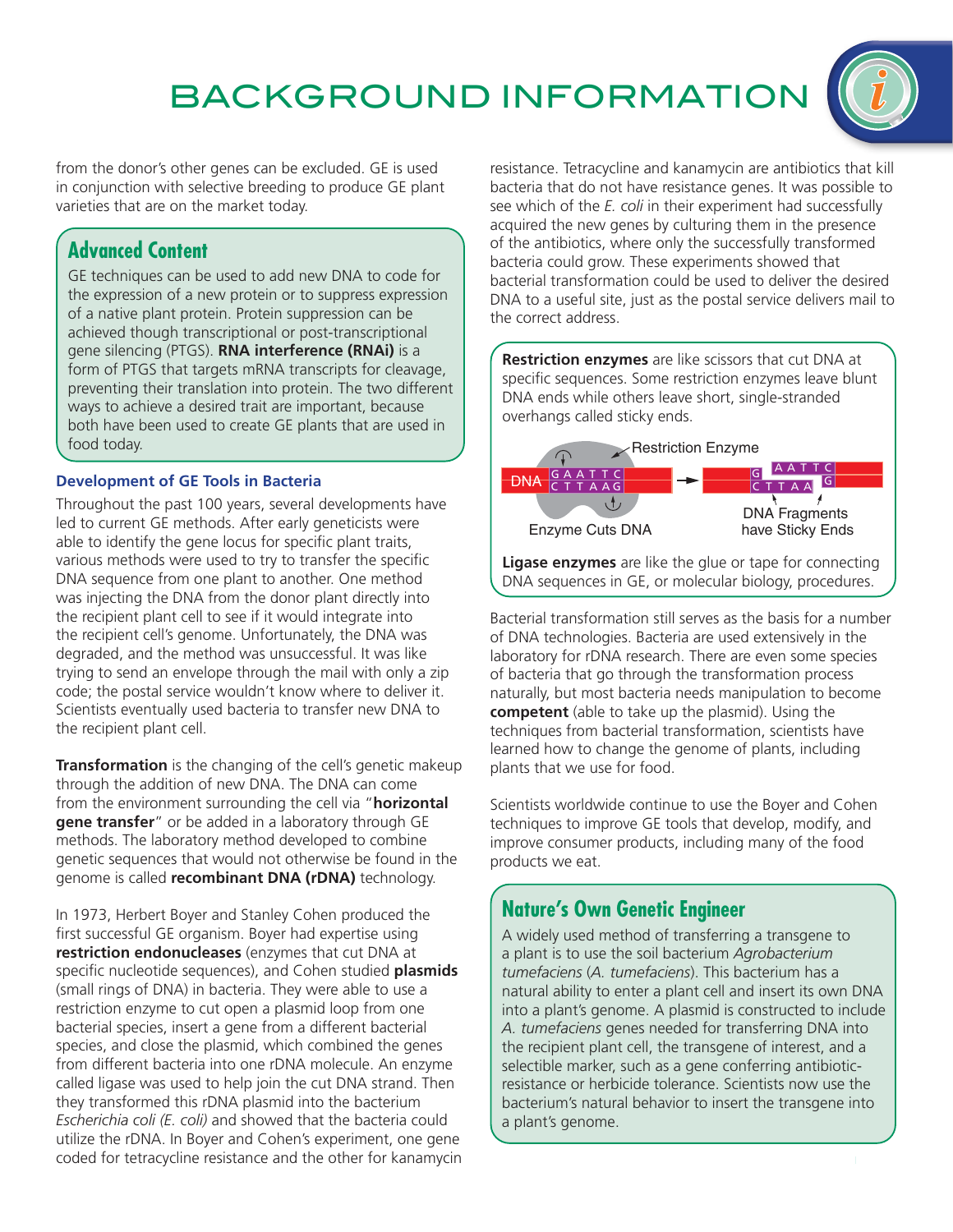# BACKGROUND INFORMATION

from the donor's other genes can be excluded. GE is used in conjunction with selective breeding to produce GE plant varieties that are on the market today.

> ## Advanced Content
> GE techniques can be used to add new DNA to code for the expression of a new protein or to suppress expression of a native plant protein. Protein suppression can be achieved though transcriptional or post-transcriptional gene silencing (PTGS). **RNA interference (RNAi)** is a form of PTGS that targets mRNA transcripts for cleavage, preventing their translation into protein. The two different ways to achieve a desired trait are important, because both have been used to create GE plants that are used in food today.

### Development of GE Tools in Bacteria

Throughout the past 100 years, several developments have led to current GE methods. After early geneticists were able to identify the gene locus for specific plant traits, various methods were used to try to transfer the specific DNA sequence from one plant to another. One method was injecting the DNA from the donor plant directly into the recipient plant cell to see if it would integrate into the recipient cell's genome. Unfortunately, the DNA was degraded, and the method was unsuccessful. It was like trying to send an envelope through the mail with only a zip code; the postal service wouldn't know where to deliver it. Scientists eventually used bacteria to transfer new DNA to the recipient plant cell.

**Transformation** is the changing of the cell's genetic makeup through the addition of new DNA. The DNA can come from the environment surrounding the cell via "**horizontal gene transfer**" or be added in a laboratory through GE methods. The laboratory method developed to combine genetic sequences that would not otherwise be found in the genome is called **recombinant DNA (rDNA)** technology.

In 1973, Herbert Boyer and Stanley Cohen produced the first successful GE organism. Boyer had expertise using **restriction endonucleases** (enzymes that cut DNA at specific nucleotide sequences), and Cohen studied **plasmids** (small rings of DNA) in bacteria. They were able to use a restriction enzyme to cut open a plasmid loop from one bacterial species, insert a gene from a different bacterial species, and close the plasmid, which combined the genes from different bacteria into one rDNA molecule. An enzyme called ligase was used to help join the cut DNA strand. Then they transformed this rDNA plasmid into the bacterium *Escherichia coli (E. coli)* and showed that the bacteria could utilize the rDNA. In Boyer and Cohen's experiment, one gene coded for tetracycline resistance and the other for kanamycin resistance. Tetracycline and kanamycin are antibiotics that kill bacteria that do not have resistance genes. It was possible to see which of the *E. coli* in their experiment had successfully acquired the new genes by culturing them in the presence of the antibiotics, where only the successfully transformed bacteria could grow. These experiments showed that bacterial transformation could be used to deliver the desired DNA to a useful site, just as the postal service delivers mail to the correct address.

> **Restriction enzymes** are like scissors that cut DNA at specific sequences. Some restriction enzymes leave blunt DNA ends while others leave short, single-stranded overhangs called sticky ends.
>
> Restriction Enzyme
>
> DNA G A A T T C / C T T A A G → G / C T T A A and A A T T C / G
>
> Enzyme Cuts DNA — DNA Fragments have Sticky Ends
>
> **Ligase enzymes** are like the glue or tape for connecting DNA sequences in GE, or molecular biology, procedures.

Bacterial transformation still serves as the basis for a number of DNA technologies. Bacteria are used extensively in the laboratory for rDNA research. There are even some species of bacteria that go through the transformation process naturally, but most bacteria needs manipulation to become **competent** (able to take up the plasmid). Using the techniques from bacterial transformation, scientists have learned how to change the genome of plants, including plants that we use for food.

Scientists worldwide continue to use the Boyer and Cohen techniques to improve GE tools that develop, modify, and improve consumer products, including many of the food products we eat.

> ## Nature's Own Genetic Engineer
> A widely used method of transferring a transgene to a plant is to use the soil bacterium *Agrobacterium tumefaciens* (*A. tumefaciens*). This bacterium has a natural ability to enter a plant cell and insert its own DNA into a plant's genome. A plasmid is constructed to include *A. tumefaciens* genes needed for transferring DNA into the recipient plant cell, the transgene of interest, and a selectible marker, such as a gene conferring antibiotic-resistance or herbicide tolerance. Scientists now use the bacterium's natural behavior to insert the transgene into a plant's genome.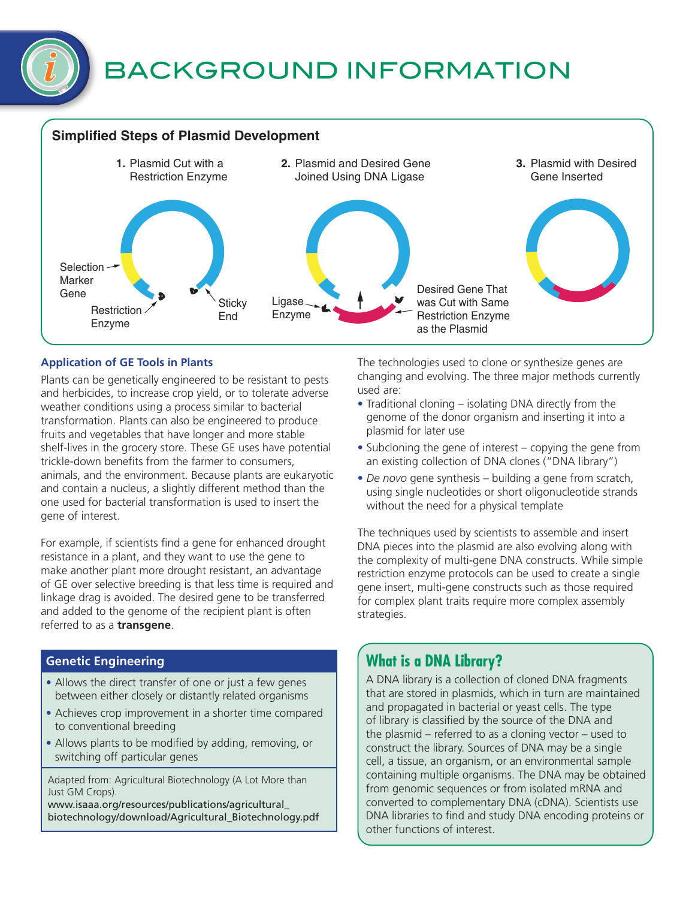# BACKGROUND INFORMATION

## Simplified Steps of Plasmid Development

**1.** Plasmid Cut with a Restriction Enzyme

**2.** Plasmid and Desired Gene Joined Using DNA Ligase

**3.** Plasmid with Desired Gene Inserted

Selection Marker Gene

Restriction Enzyme

Sticky End

Ligase Enzyme

Desired Gene That was Cut with Same Restriction Enzyme as the Plasmid

### Application of GE Tools in Plants

Plants can be genetically engineered to be resistant to pests and herbicides, to increase crop yield, or to tolerate adverse weather conditions using a process similar to bacterial transformation. Plants can also be engineered to produce fruits and vegetables that have longer and more stable shelf-lives in the grocery store. These GE uses have potential trickle-down benefits from the farmer to consumers, animals, and the environment. Because plants are eukaryotic and contain a nucleus, a slightly different method than the one used for bacterial transformation is used to insert the gene of interest.

For example, if scientists find a gene for enhanced drought resistance in a plant, and they want to use the gene to make another plant more drought resistant, an advantage of GE over selective breeding is that less time is required and linkage drag is avoided. The desired gene to be transferred and added to the genome of the recipient plant is often referred to as a **transgene**.

The technologies used to clone or synthesize genes are changing and evolving. The three major methods currently used are:

- Traditional cloning – isolating DNA directly from the genome of the donor organism and inserting it into a plasmid for later use
- Subcloning the gene of interest – copying the gene from an existing collection of DNA clones ("DNA library")
- *De novo* gene synthesis – building a gene from scratch, using single nucleotides or short oligonucleotide strands without the need for a physical template

The techniques used by scientists to assemble and insert DNA pieces into the plasmid are also evolving along with the complexity of multi-gene DNA constructs. While simple restriction enzyme protocols can be used to create a single gene insert, multi-gene constructs such as those required for complex plant traits require more complex assembly strategies.

### Genetic Engineering

- Allows the direct transfer of one or just a few genes between either closely or distantly related organisms
- Achieves crop improvement in a shorter time compared to conventional breeding
- Allows plants to be modified by adding, removing, or switching off particular genes

Adapted from: Agricultural Biotechnology (A Lot More than Just GM Crops).
www.isaaa.org/resources/publications/agricultural_biotechnology/download/Agricultural_Biotechnology.pdf

### What is a DNA Library?

A DNA library is a collection of cloned DNA fragments that are stored in plasmids, which in turn are maintained and propagated in bacterial or yeast cells. The type of library is classified by the source of the DNA and the plasmid – referred to as a cloning vector – used to construct the library. Sources of DNA may be a single cell, a tissue, an organism, or an environmental sample containing multiple organisms. The DNA may be obtained from genomic sequences or from isolated mRNA and converted to complementary DNA (cDNA). Scientists use DNA libraries to find and study DNA encoding proteins or other functions of interest.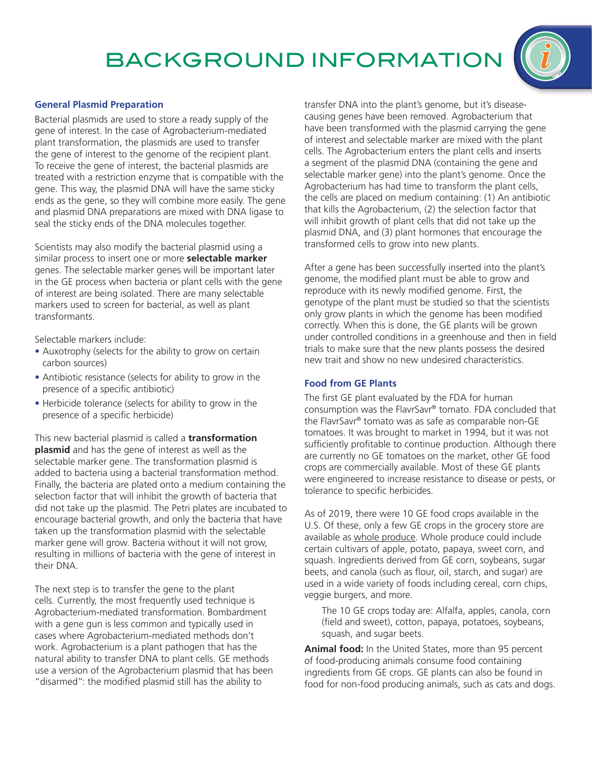# BACKGROUND INFORMATION

### General Plasmid Preparation

Bacterial plasmids are used to store a ready supply of the gene of interest. In the case of Agrobacterium-mediated plant transformation, the plasmids are used to transfer the gene of interest to the genome of the recipient plant. To receive the gene of interest, the bacterial plasmids are treated with a restriction enzyme that is compatible with the gene. This way, the plasmid DNA will have the same sticky ends as the gene, so they will combine more easily. The gene and plasmid DNA preparations are mixed with DNA ligase to seal the sticky ends of the DNA molecules together.

Scientists may also modify the bacterial plasmid using a similar process to insert one or more **selectable marker** genes. The selectable marker genes will be important later in the GE process when bacteria or plant cells with the gene of interest are being isolated. There are many selectable markers used to screen for bacterial, as well as plant transformants.

Selectable markers include:

- Auxotrophy (selects for the ability to grow on certain carbon sources)
- Antibiotic resistance (selects for ability to grow in the presence of a specific antibiotic)
- Herbicide tolerance (selects for ability to grow in the presence of a specific herbicide)

This new bacterial plasmid is called a **transformation plasmid** and has the gene of interest as well as the selectable marker gene. The transformation plasmid is added to bacteria using a bacterial transformation method. Finally, the bacteria are plated onto a medium containing the selection factor that will inhibit the growth of bacteria that did not take up the plasmid. The Petri plates are incubated to encourage bacterial growth, and only the bacteria that have taken up the transformation plasmid with the selectable marker gene will grow. Bacteria without it will not grow, resulting in millions of bacteria with the gene of interest in their DNA.

The next step is to transfer the gene to the plant cells. Currently, the most frequently used technique is Agrobacterium-mediated transformation. Bombardment with a gene gun is less common and typically used in cases where Agrobacterium-mediated methods don't work. Agrobacterium is a plant pathogen that has the natural ability to transfer DNA to plant cells. GE methods use a version of the Agrobacterium plasmid that has been "disarmed": the modified plasmid still has the ability to transfer DNA into the plant's genome, but it's disease-causing genes have been removed. Agrobacterium that have been transformed with the plasmid carrying the gene of interest and selectable marker are mixed with the plant cells. The Agrobacterium enters the plant cells and inserts a segment of the plasmid DNA (containing the gene and selectable marker gene) into the plant's genome. Once the Agrobacterium has had time to transform the plant cells, the cells are placed on medium containing: (1) An antibiotic that kills the Agrobacterium, (2) the selection factor that will inhibit growth of plant cells that did not take up the plasmid DNA, and (3) plant hormones that encourage the transformed cells to grow into new plants.

After a gene has been successfully inserted into the plant's genome, the modified plant must be able to grow and reproduce with its newly modified genome. First, the genotype of the plant must be studied so that the scientists only grow plants in which the genome has been modified correctly. When this is done, the GE plants will be grown under controlled conditions in a greenhouse and then in field trials to make sure that the new plants possess the desired new trait and show no new undesired characteristics.

### Food from GE Plants

The first GE plant evaluated by the FDA for human consumption was the FlavrSavr® tomato. FDA concluded that the FlavrSavr® tomato was as safe as comparable non-GE tomatoes. It was brought to market in 1994, but it was not sufficiently profitable to continue production. Although there are currently no GE tomatoes on the market, other GE food crops are commercially available. Most of these GE plants were engineered to increase resistance to disease or pests, or tolerance to specific herbicides.

As of 2019, there were 10 GE food crops available in the U.S. Of these, only a few GE crops in the grocery store are available as whole produce. Whole produce could include certain cultivars of apple, potato, papaya, sweet corn, and squash. Ingredients derived from GE corn, soybeans, sugar beets, and canola (such as flour, oil, starch, and sugar) are used in a wide variety of foods including cereal, corn chips, veggie burgers, and more.

> The 10 GE crops today are: Alfalfa, apples, canola, corn (field and sweet), cotton, papaya, potatoes, soybeans, squash, and sugar beets.

**Animal food:** In the United States, more than 95 percent of food-producing animals consume food containing ingredients from GE crops. GE plants can also be found in food for non-food producing animals, such as cats and dogs.